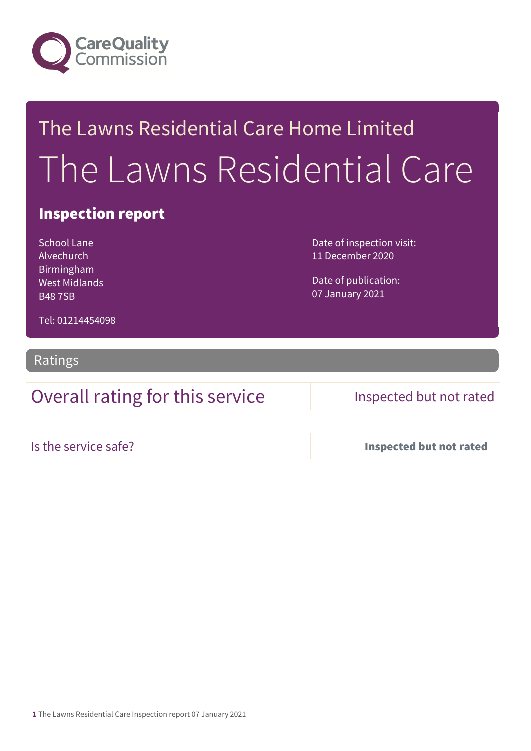Care Quality Commission

# The Lawns Residential Care Home Limited

# The Lawns Residential Care

## Inspection report

School Lane
Alvechurch
Birmingham
West Midlands
B48 7SB

Tel: 01214454098

Date of inspection visit:
11 December 2020

Date of publication:
07 January 2021

## Ratings

| | |
|---|---|
| Overall rating for this service | Inspected but not rated |
| Is the service safe? | **Inspected but not rated** |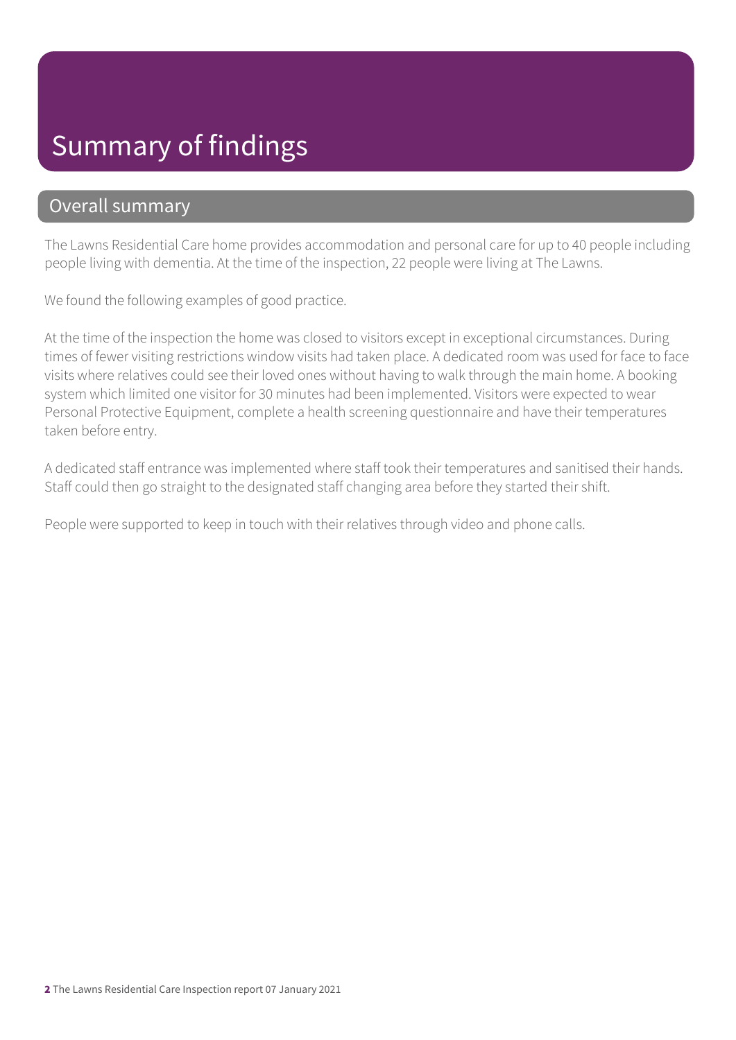# Summary of findings

## Overall summary

The Lawns Residential Care home provides accommodation and personal care for up to 40 people including people living with dementia. At the time of the inspection, 22 people were living at The Lawns.

We found the following examples of good practice.

At the time of the inspection the home was closed to visitors except in exceptional circumstances. During times of fewer visiting restrictions window visits had taken place. A dedicated room was used for face to face visits where relatives could see their loved ones without having to walk through the main home. A booking system which limited one visitor for 30 minutes had been implemented. Visitors were expected to wear Personal Protective Equipment, complete a health screening questionnaire and have their temperatures taken before entry.

A dedicated staff entrance was implemented where staff took their temperatures and sanitised their hands. Staff could then go straight to the designated staff changing area before they started their shift.

People were supported to keep in touch with their relatives through video and phone calls.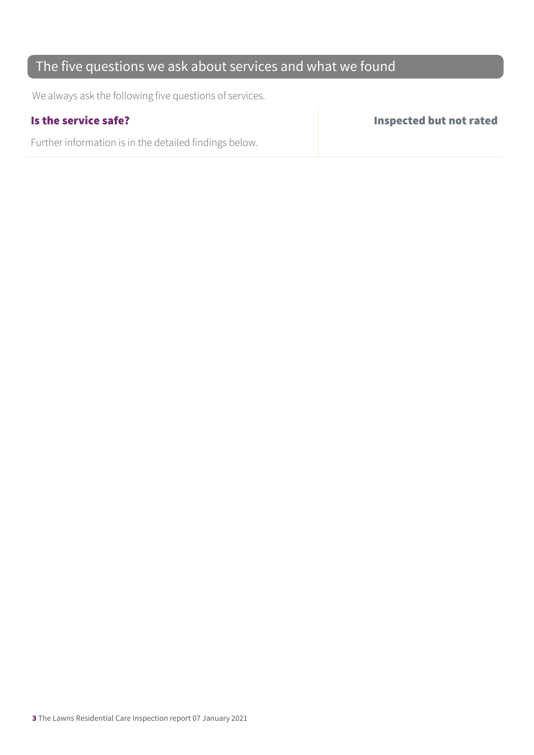## The five questions we ask about services and what we found

We always ask the following five questions of services.

| **Is the service safe?** | **Inspected but not rated** |
| --- | --- |
| Further information is in the detailed findings below. | |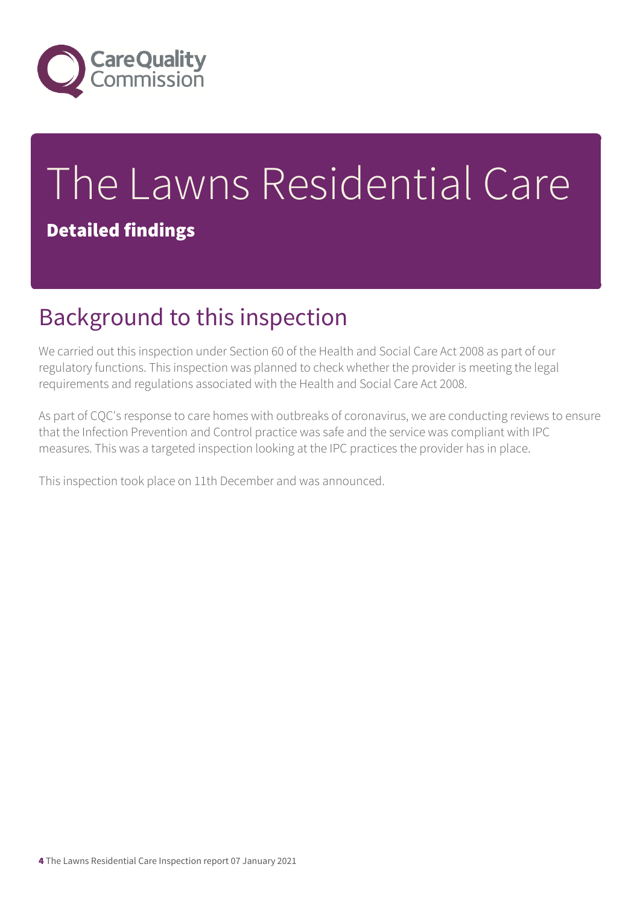# The Lawns Residential Care

**Detailed findings**

## Background to this inspection

We carried out this inspection under Section 60 of the Health and Social Care Act 2008 as part of our regulatory functions. This inspection was planned to check whether the provider is meeting the legal requirements and regulations associated with the Health and Social Care Act 2008.

As part of CQC's response to care homes with outbreaks of coronavirus, we are conducting reviews to ensure that the Infection Prevention and Control practice was safe and the service was compliant with IPC measures. This was a targeted inspection looking at the IPC practices the provider has in place.

This inspection took place on 11th December and was announced.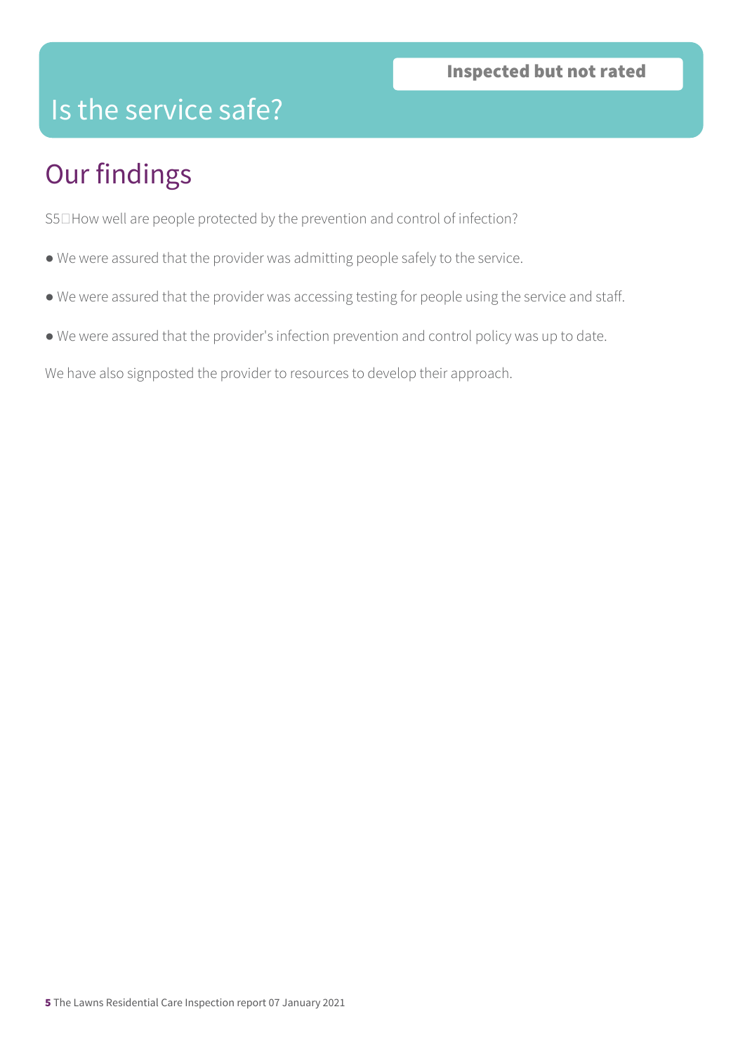# Is the service safe?

**Inspected but not rated**

## Our findings

S5 How well are people protected by the prevention and control of infection?

- We were assured that the provider was admitting people safely to the service.
- We were assured that the provider was accessing testing for people using the service and staff.
- We were assured that the provider's infection prevention and control policy was up to date.

We have also signposted the provider to resources to develop their approach.